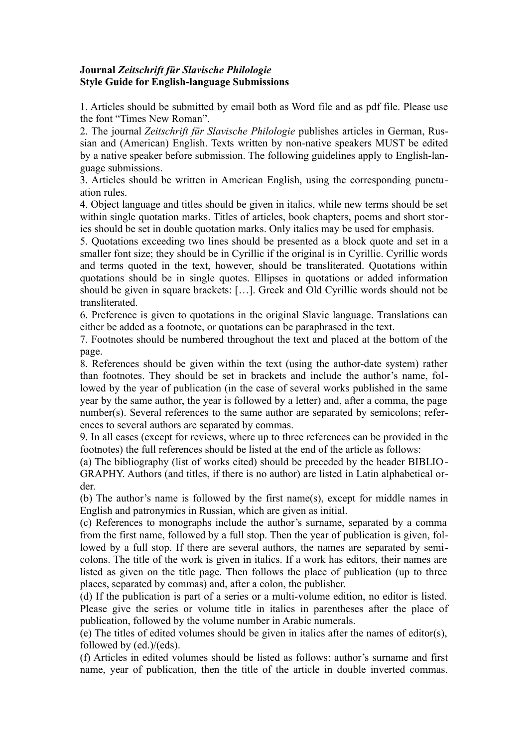**Journal *Zeitschrift für Slavische Philologie***
**Style Guide for English-language Submissions**

1. Articles should be submitted by email both as Word file and as pdf file. Please use the font "Times New Roman".
2. The journal *Zeitschrift für Slavische Philologie* publishes articles in German, Russian and (American) English. Texts written by non-native speakers MUST be edited by a native speaker before submission. The following guidelines apply to English-language submissions.
3. Articles should be written in American English, using the corresponding punctuation rules.
4. Object language and titles should be given in italics, while new terms should be set within single quotation marks. Titles of articles, book chapters, poems and short stories should be set in double quotation marks. Only italics may be used for emphasis.
5. Quotations exceeding two lines should be presented as a block quote and set in a smaller font size; they should be in Cyrillic if the original is in Cyrillic. Cyrillic words and terms quoted in the text, however, should be transliterated. Quotations within quotations should be in single quotes. Ellipses in quotations or added information should be given in square brackets: […]. Greek and Old Cyrillic words should not be transliterated.
6. Preference is given to quotations in the original Slavic language. Translations can either be added as a footnote, or quotations can be paraphrased in the text.
7. Footnotes should be numbered throughout the text and placed at the bottom of the page.
8. References should be given within the text (using the author-date system) rather than footnotes. They should be set in brackets and include the author's name, followed by the year of publication (in the case of several works published in the same year by the same author, the year is followed by a letter) and, after a comma, the page number(s). Several references to the same author are separated by semicolons; references to several authors are separated by commas.
9. In all cases (except for reviews, where up to three references can be provided in the footnotes) the full references should be listed at the end of the article as follows:
(a) The bibliography (list of works cited) should be preceded by the header BIBLIOGRAPHY. Authors (and titles, if there is no author) are listed in Latin alphabetical order.
(b) The author's name is followed by the first name(s), except for middle names in English and patronymics in Russian, which are given as initial.
(c) References to monographs include the author's surname, separated by a comma from the first name, followed by a full stop. Then the year of publication is given, followed by a full stop. If there are several authors, the names are separated by semicolons. The title of the work is given in italics. If a work has editors, their names are listed as given on the title page. Then follows the place of publication (up to three places, separated by commas) and, after a colon, the publisher.
(d) If the publication is part of a series or a multi-volume edition, no editor is listed. Please give the series or volume title in italics in parentheses after the place of publication, followed by the volume number in Arabic numerals.
(e) The titles of edited volumes should be given in italics after the names of editor(s), followed by (ed.)/(eds).
(f) Articles in edited volumes should be listed as follows: author's surname and first name, year of publication, then the title of the article in double inverted commas.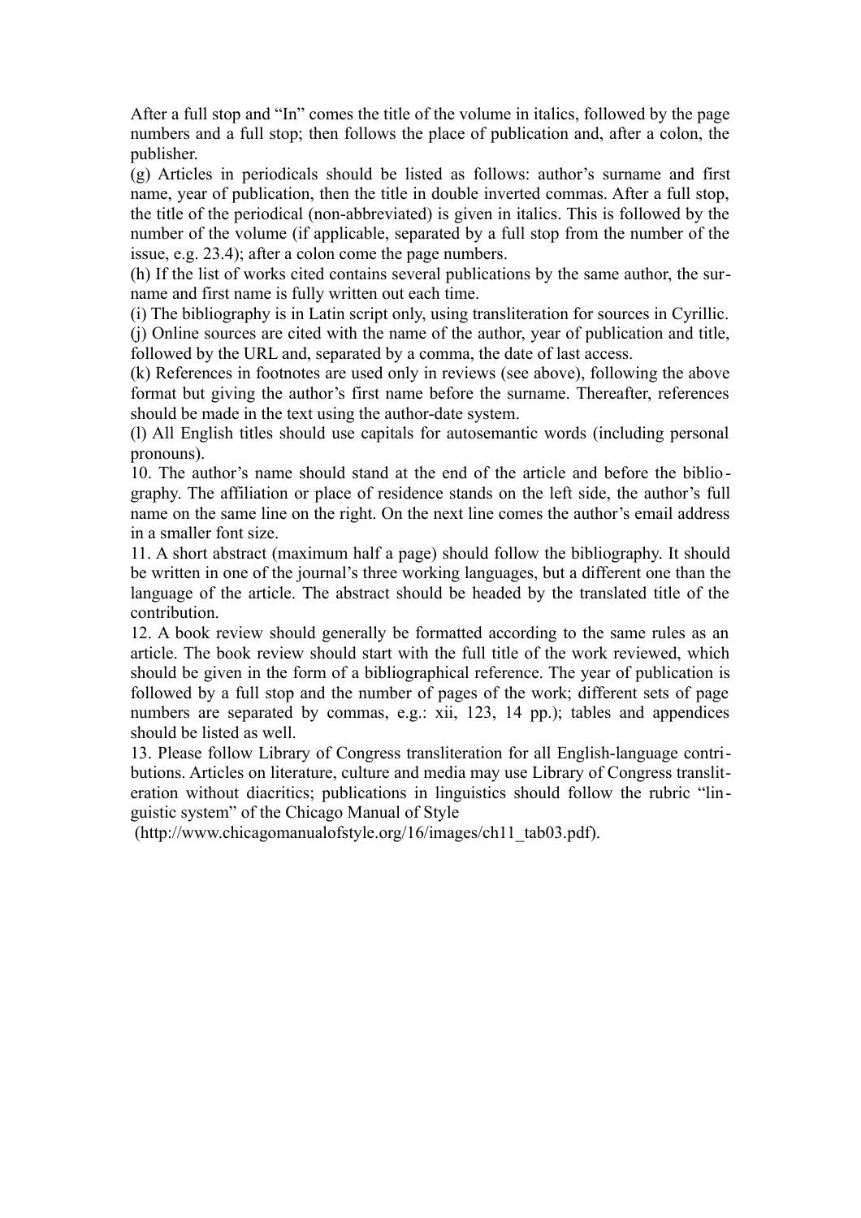After a full stop and "In" comes the title of the volume in italics, followed by the page numbers and a full stop; then follows the place of publication and, after a colon, the publisher.

(g) Articles in periodicals should be listed as follows: author's surname and first name, year of publication, then the title in double inverted commas. After a full stop, the title of the periodical (non-abbreviated) is given in italics. This is followed by the number of the volume (if applicable, separated by a full stop from the number of the issue, e.g. 23.4); after a colon come the page numbers.

(h) If the list of works cited contains several publications by the same author, the surname and first name is fully written out each time.

(i) The bibliography is in Latin script only, using transliteration for sources in Cyrillic.

(j) Online sources are cited with the name of the author, year of publication and title, followed by the URL and, separated by a comma, the date of last access.

(k) References in footnotes are used only in reviews (see above), following the above format but giving the author's first name before the surname. Thereafter, references should be made in the text using the author-date system.

(l) All English titles should use capitals for autosemantic words (including personal pronouns).

10. The author's name should stand at the end of the article and before the bibliography. The affiliation or place of residence stands on the left side, the author's full name on the same line on the right. On the next line comes the author's email address in a smaller font size.

11. A short abstract (maximum half a page) should follow the bibliography. It should be written in one of the journal's three working languages, but a different one than the language of the article. The abstract should be headed by the translated title of the contribution.

12. A book review should generally be formatted according to the same rules as an article. The book review should start with the full title of the work reviewed, which should be given in the form of a bibliographical reference. The year of publication is followed by a full stop and the number of pages of the work; different sets of page numbers are separated by commas, e.g.: xii, 123, 14 pp.); tables and appendices should be listed as well.

13. Please follow Library of Congress transliteration for all English-language contributions. Articles on literature, culture and media may use Library of Congress transliteration without diacritics; publications in linguistics should follow the rubric "linguistic system" of the Chicago Manual of Style (http://www.chicagomanualofstyle.org/16/images/ch11_tab03.pdf).